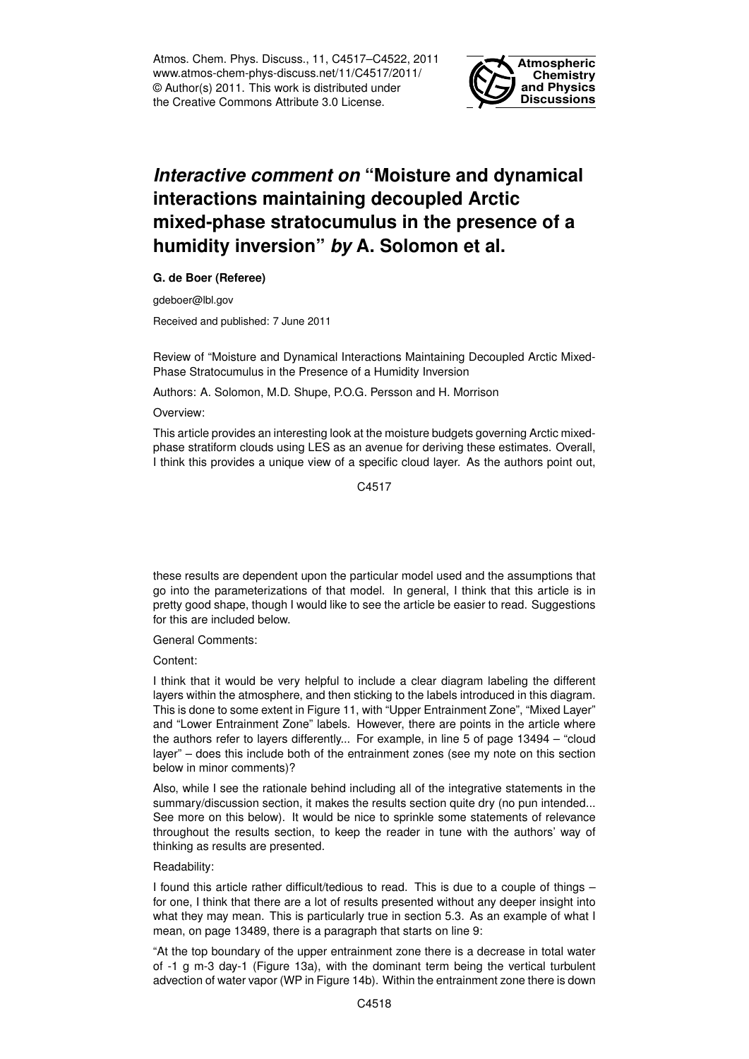# *Interactive comment on* "Moisture and dynamical interactions maintaining decoupled Arctic mixed-phase stratocumulus in the presence of a humidity inversion" *by* A. Solomon et al.

**G. de Boer (Referee)**

gdeboer@lbl.gov

Received and published: 7 June 2011

Review of "Moisture and Dynamical Interactions Maintaining Decoupled Arctic Mixed-Phase Stratocumulus in the Presence of a Humidity Inversion

Authors: A. Solomon, M.D. Shupe, P.O.G. Persson and H. Morrison

Overview:

This article provides an interesting look at the moisture budgets governing Arctic mixed-phase stratiform clouds using LES as an avenue for deriving these estimates. Overall, I think this provides a unique view of a specific cloud layer. As the authors point out, these results are dependent upon the particular model used and the assumptions that go into the parameterizations of that model. In general, I think that this article is in pretty good shape, though I would like to see the article be easier to read. Suggestions for this are included below.

General Comments:

Content:

I think that it would be very helpful to include a clear diagram labeling the different layers within the atmosphere, and then sticking to the labels introduced in this diagram. This is done to some extent in Figure 11, with "Upper Entrainment Zone", "Mixed Layer" and "Lower Entrainment Zone" labels. However, there are points in the article where the authors refer to layers differently... For example, in line 5 of page 13494 – "cloud layer" – does this include both of the entrainment zones (see my note on this section below in minor comments)?

Also, while I see the rationale behind including all of the integrative statements in the summary/discussion section, it makes the results section quite dry (no pun intended... See more on this below). It would be nice to sprinkle some statements of relevance throughout the results section, to keep the reader in tune with the authors' way of thinking as results are presented.

Readability:

I found this article rather difficult/tedious to read. This is due to a couple of things – for one, I think that there are a lot of results presented without any deeper insight into what they may mean. This is particularly true in section 5.3. As an example of what I mean, on page 13489, there is a paragraph that starts on line 9:

"At the top boundary of the upper entrainment zone there is a decrease in total water of -1 g m-3 day-1 (Figure 13a), with the dominant term being the vertical turbulent advection of water vapor (WP in Figure 14b). Within the entrainment zone there is down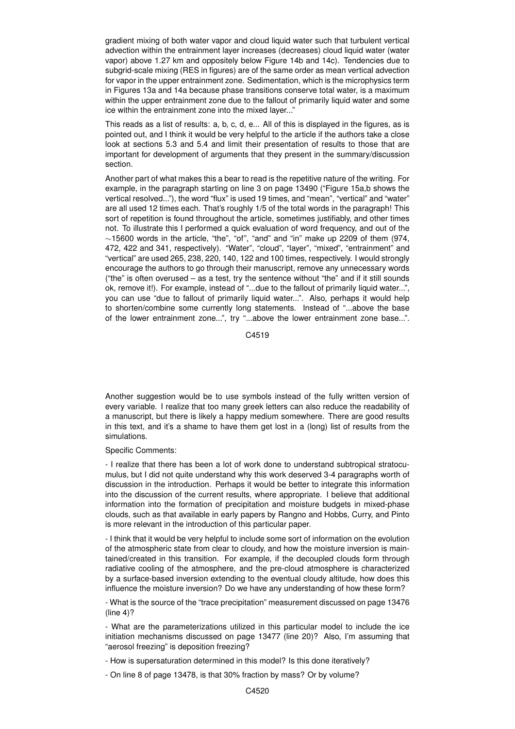gradient mixing of both water vapor and cloud liquid water such that turbulent vertical advection within the entrainment layer increases (decreases) cloud liquid water (water vapor) above 1.27 km and oppositely below Figure 14b and 14c). Tendencies due to subgrid-scale mixing (RES in figures) are of the same order as mean vertical advection for vapor in the upper entrainment zone. Sedimentation, which is the microphysics term in Figures 13a and 14a because phase transitions conserve total water, is a maximum within the upper entrainment zone due to the fallout of primarily liquid water and some ice within the entrainment zone into the mixed layer..."

This reads as a list of results: a, b, c, d, e... All of this is displayed in the figures, as is pointed out, and I think it would be very helpful to the article if the authors take a close look at sections 5.3 and 5.4 and limit their presentation of results to those that are important for development of arguments that they present in the summary/discussion section.

Another part of what makes this a bear to read is the repetitive nature of the writing. For example, in the paragraph starting on line 3 on page 13490 ("Figure 15a,b shows the vertical resolved..."), the word "flux" is used 19 times, and "mean", "vertical" and "water" are all used 12 times each. That's roughly 1/5 of the total words in the paragraph! This sort of repetition is found throughout the article, sometimes justifiably, and other times not. To illustrate this I performed a quick evaluation of word frequency, and out of the $\sim$15600 words in the article, "the", "of", "and" and "in" make up 2209 of them (974, 472, 422 and 341, respectively). "Water", "cloud", "layer", "mixed", "entrainment" and "vertical" are used 265, 238, 220, 140, 122 and 100 times, respectively. I would strongly encourage the authors to go through their manuscript, remove any unnecessary words ("the" is often overused – as a test, try the sentence without "the" and if it still sounds ok, remove it!). For example, instead of "...due to the fallout of primarily liquid water...", you can use "due to fallout of primarily liquid water...". Also, perhaps it would help to shorten/combine some currently long statements. Instead of "...above the base of the lower entrainment zone...", try "...above the lower entrainment zone base...".

Another suggestion would be to use symbols instead of the fully written version of every variable. I realize that too many greek letters can also reduce the readability of a manuscript, but there is likely a happy medium somewhere. There are good results in this text, and it's a shame to have them get lost in a (long) list of results from the simulations.

Specific Comments:

- I realize that there has been a lot of work done to understand subtropical stratocumulus, but I did not quite understand why this work deserved 3-4 paragraphs worth of discussion in the introduction. Perhaps it would be better to integrate this information into the discussion of the current results, where appropriate. I believe that additional information into the formation of precipitation and moisture budgets in mixed-phase clouds, such as that available in early papers by Rangno and Hobbs, Curry, and Pinto is more relevant in the introduction of this particular paper.

- I think that it would be very helpful to include some sort of information on the evolution of the atmospheric state from clear to cloudy, and how the moisture inversion is maintained/created in this transition. For example, if the decoupled clouds form through radiative cooling of the atmosphere, and the pre-cloud atmosphere is characterized by a surface-based inversion extending to the eventual cloudy altitude, how does this influence the moisture inversion? Do we have any understanding of how these form?

- What is the source of the "trace precipitation" measurement discussed on page 13476 (line 4)?

- What are the parameterizations utilized in this particular model to include the ice initiation mechanisms discussed on page 13477 (line 20)? Also, I'm assuming that "aerosol freezing" is deposition freezing?

- How is supersaturation determined in this model? Is this done iteratively?

- On line 8 of page 13478, is that 30% fraction by mass? Or by volume?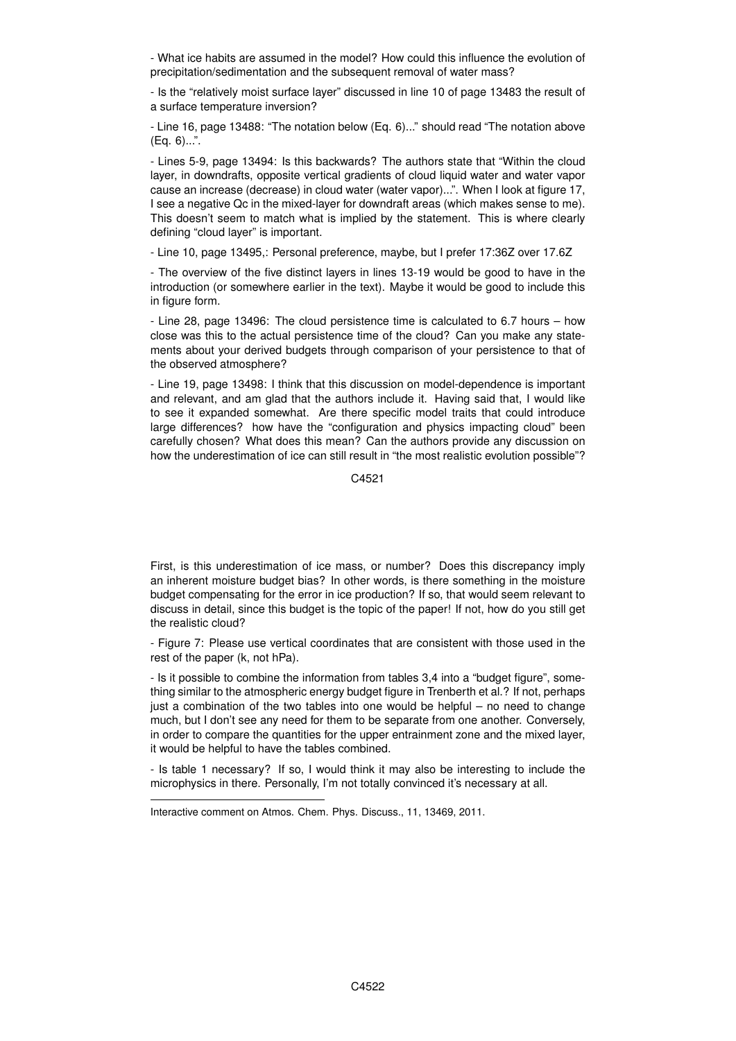- What ice habits are assumed in the model? How could this influence the evolution of precipitation/sedimentation and the subsequent removal of water mass?

- Is the "relatively moist surface layer" discussed in line 10 of page 13483 the result of a surface temperature inversion?

- Line 16, page 13488: "The notation below (Eq. 6)..." should read "The notation above (Eq. 6)...".

- Lines 5-9, page 13494: Is this backwards? The authors state that "Within the cloud layer, in downdrafts, opposite vertical gradients of cloud liquid water and water vapor cause an increase (decrease) in cloud water (water vapor)...". When I look at figure 17, I see a negative Qc in the mixed-layer for downdraft areas (which makes sense to me). This doesn't seem to match what is implied by the statement. This is where clearly defining "cloud layer" is important.

- Line 10, page 13495,: Personal preference, maybe, but I prefer 17:36Z over 17.6Z

- The overview of the five distinct layers in lines 13-19 would be good to have in the introduction (or somewhere earlier in the text). Maybe it would be good to include this in figure form.

- Line 28, page 13496: The cloud persistence time is calculated to 6.7 hours – how close was this to the actual persistence time of the cloud? Can you make any statements about your derived budgets through comparison of your persistence to that of the observed atmosphere?

- Line 19, page 13498: I think that this discussion on model-dependence is important and relevant, and am glad that the authors include it. Having said that, I would like to see it expanded somewhat. Are there specific model traits that could introduce large differences? how have the "configuration and physics impacting cloud" been carefully chosen? What does this mean? Can the authors provide any discussion on how the underestimation of ice can still result in "the most realistic evolution possible"? First, is this underestimation of ice mass, or number? Does this discrepancy imply an inherent moisture budget bias? In other words, is there something in the moisture budget compensating for the error in ice production? If so, that would seem relevant to discuss in detail, since this budget is the topic of the paper! If not, how do you still get the realistic cloud?

- Figure 7: Please use vertical coordinates that are consistent with those used in the rest of the paper (k, not hPa).

- Is it possible to combine the information from tables 3,4 into a "budget figure", something similar to the atmospheric energy budget figure in Trenberth et al.? If not, perhaps just a combination of the two tables into one would be helpful – no need to change much, but I don't see any need for them to be separate from one another. Conversely, in order to compare the quantities for the upper entrainment zone and the mixed layer, it would be helpful to have the tables combined.

- Is table 1 necessary? If so, I would think it may also be interesting to include the microphysics in there. Personally, I'm not totally convinced it's necessary at all.

---

Interactive comment on Atmos. Chem. Phys. Discuss., 11, 13469, 2011.